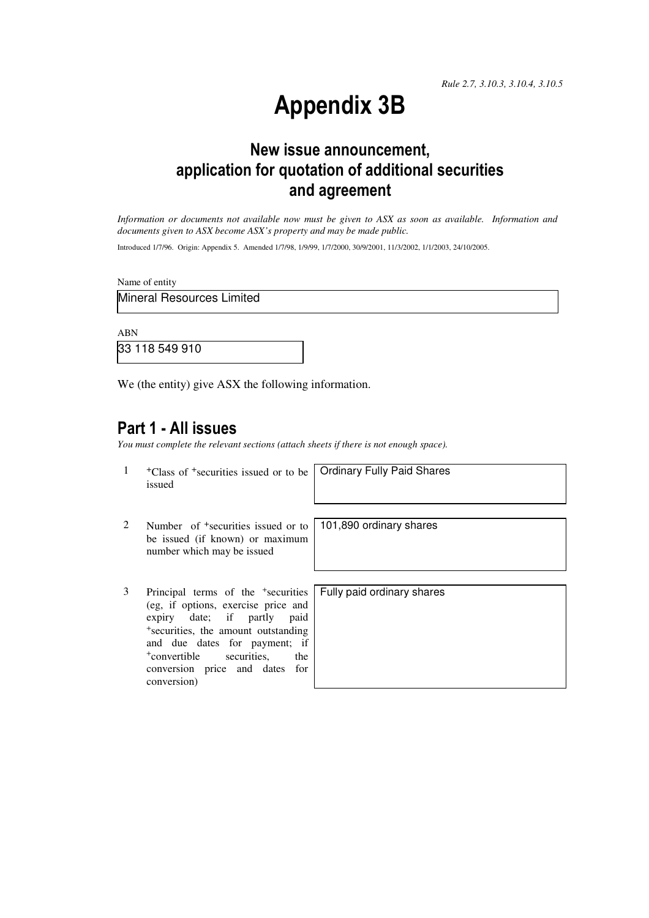*Rule 2.7, 3.10.3, 3.10.4, 3.10.5*

# Appendix 3B

## New issue announcement, application for quotation of additional securities and agreement

*Information or documents not available now must be given to ASX as soon as available. Information and documents given to ASX become ASX's property and may be made public.*

Introduced 1/7/96. Origin: Appendix 5. Amended 1/7/98, 1/9/99, 1/7/2000, 30/9/2001, 11/3/2002, 1/1/2003, 24/10/2005.

Name of entity

Mineral Resources Limited

ABN

33 118 549 910

We (the entity) give ASX the following information.

## Part 1 - All issues

*You must complete the relevant sections (attach sheets if there is not enough space).*

| | | |
|---|---|---|
| 1 | +Class of +securities issued or to be issued | Ordinary Fully Paid Shares |
| 2 | Number of +securities issued or to be issued (if known) or maximum number which may be issued | 101,890 ordinary shares |
| 3 | Principal terms of the +securities (eg, if options, exercise price and expiry date; if partly paid +securities, the amount outstanding and due dates for payment; if +convertible securities, the conversion price and dates for conversion) | Fully paid ordinary shares |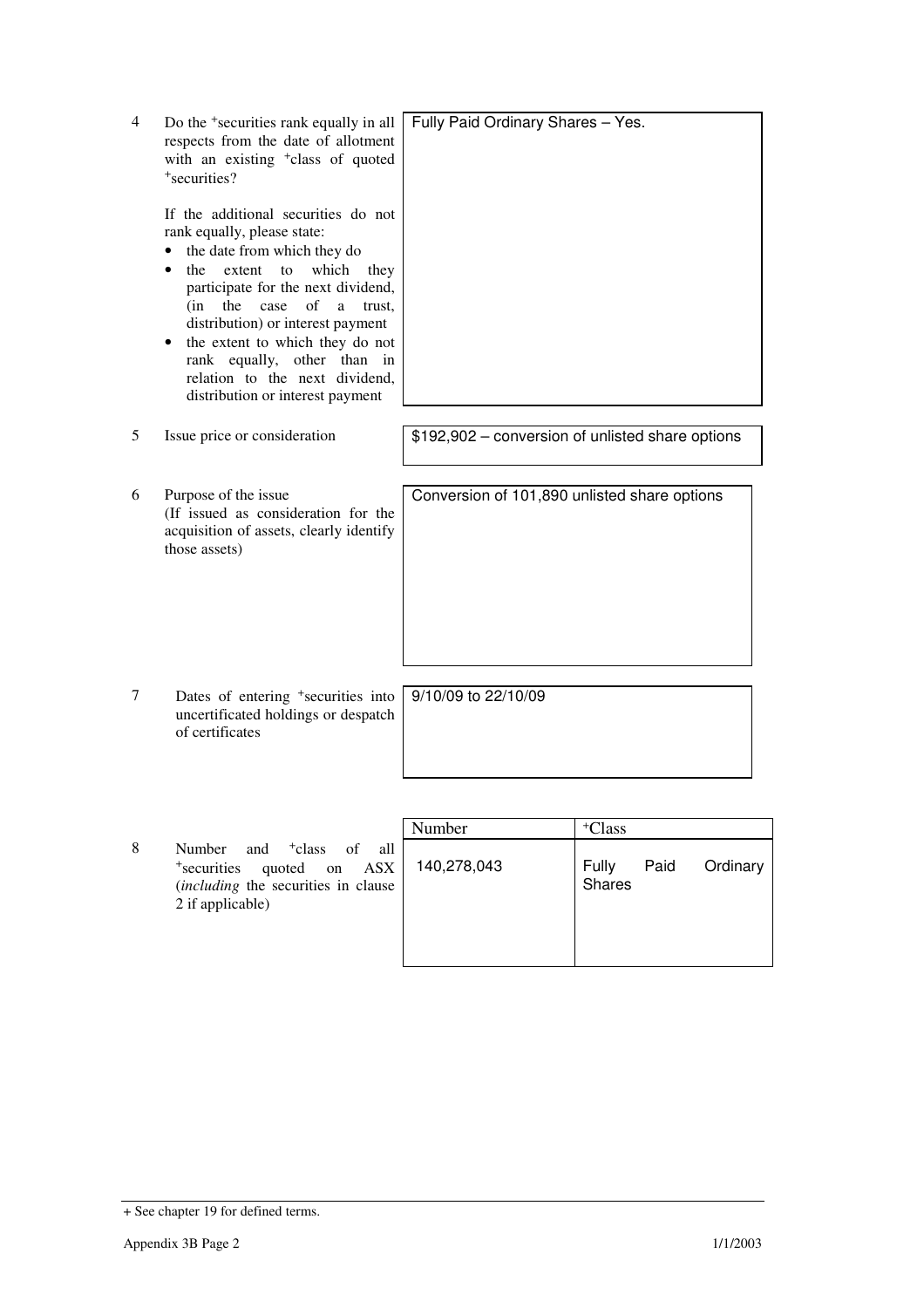| | | |
|---|---|---|
| 4 | Do the +securities rank equally in all respects from the date of allotment with an existing +class of quoted +securities?<br><br>If the additional securities do not rank equally, please state:<br>• the date from which they do<br>• the extent to which they participate for the next dividend, (in the case of a trust, distribution) or interest payment<br>• the extent to which they do not rank equally, other than in relation to the next dividend, distribution or interest payment | Fully Paid Ordinary Shares – Yes. |
| 5 | Issue price or consideration | $192,902 – conversion of unlisted share options |
| 6 | Purpose of the issue<br>(If issued as consideration for the acquisition of assets, clearly identify those assets) | Conversion of 101,890 unlisted share options |
| 7 | Dates of entering +securities into uncertificated holdings or despatch of certificates | 9/10/09 to 22/10/09 |

| | | Number | +Class |
|---|---|---|---|
| 8 | Number and +class of all +securities quoted on ASX (*including* the securities in clause 2 if applicable) | 140,278,043 | Fully Paid Ordinary Shares |

+ See chapter 19 for defined terms.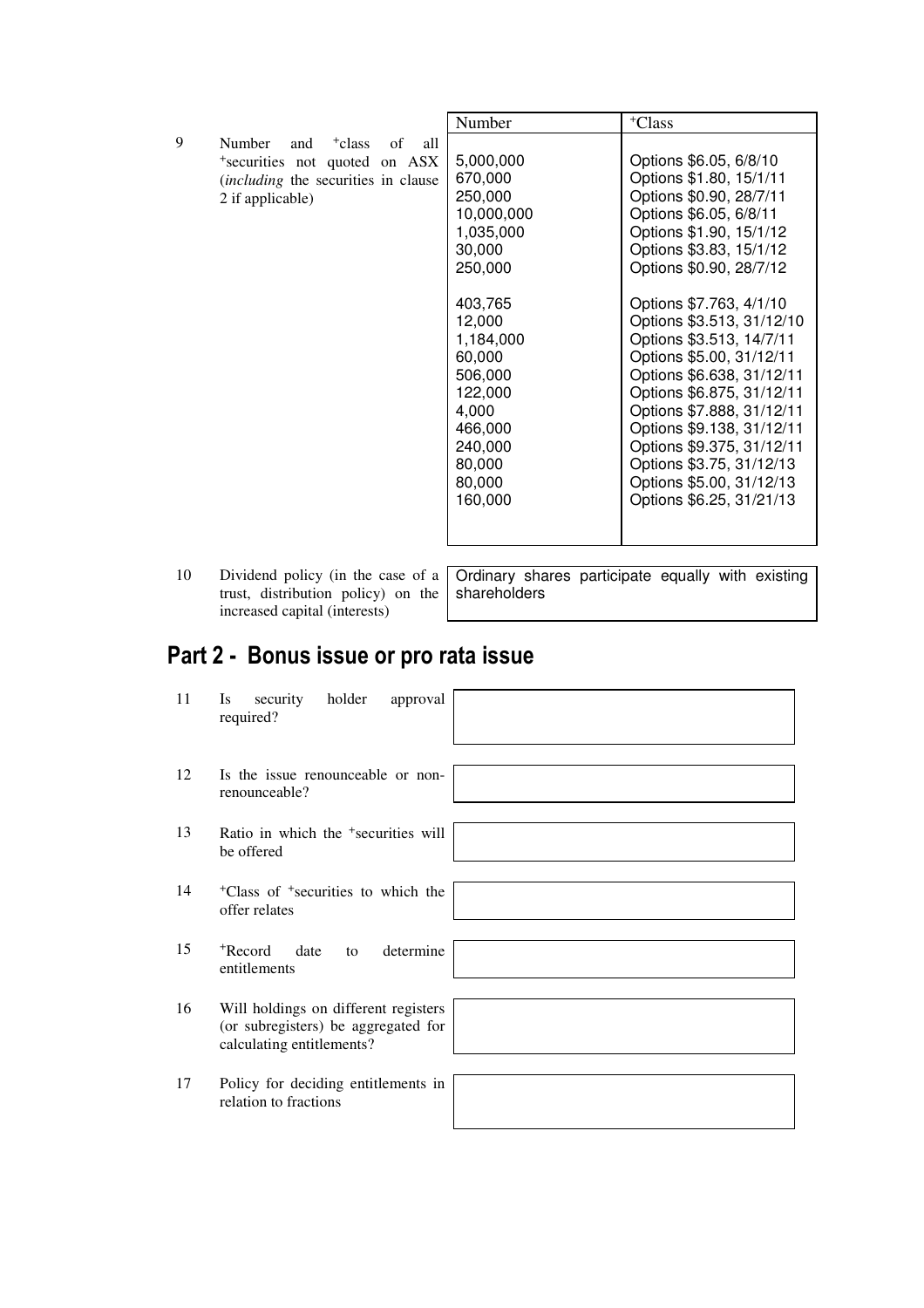| | | Number | +Class |
|---|---|---|---|
| 9 | Number and +class of all +securities not quoted on ASX (*including* the securities in clause 2 if applicable) | 5,000,000<br>670,000<br>250,000<br>10,000,000<br>1,035,000<br>30,000<br>250,000<br><br>403,765<br>12,000<br>1,184,000<br>60,000<br>506,000<br>122,000<br>4,000<br>466,000<br>240,000<br>80,000<br>80,000<br>160,000 | Options $6.05, 6/8/10<br>Options $1.80, 15/1/11<br>Options $0.90, 28/7/11<br>Options $6.05, 6/8/11<br>Options $1.90, 15/1/12<br>Options $3.83, 15/1/12<br>Options $0.90, 28/7/12<br><br>Options $7.763, 4/1/10<br>Options $3.513, 31/12/10<br>Options $3.513, 14/7/11<br>Options $5.00, 31/12/11<br>Options $6.638, 31/12/11<br>Options $6.875, 31/12/11<br>Options $7.888, 31/12/11<br>Options $9.138, 31/12/11<br>Options $9.375, 31/12/11<br>Options $3.75, 31/12/13<br>Options $5.00, 31/12/13<br>Options $6.25, 31/21/13 |

| | | |
|---|---|---|
| 10 | Dividend policy (in the case of a trust, distribution policy) on the increased capital (interests) | Ordinary shares participate equally with existing shareholders |

## Part 2 - Bonus issue or pro rata issue

| | | |
|---|---|---|
| 11 | Is security holder approval required? | |
| 12 | Is the issue renounceable or non-renounceable? | |
| 13 | Ratio in which the +securities will be offered | |
| 14 | +Class of +securities to which the offer relates | |
| 15 | +Record date to determine entitlements | |
| 16 | Will holdings on different registers (or subregisters) be aggregated for calculating entitlements? | |
| 17 | Policy for deciding entitlements in relation to fractions | |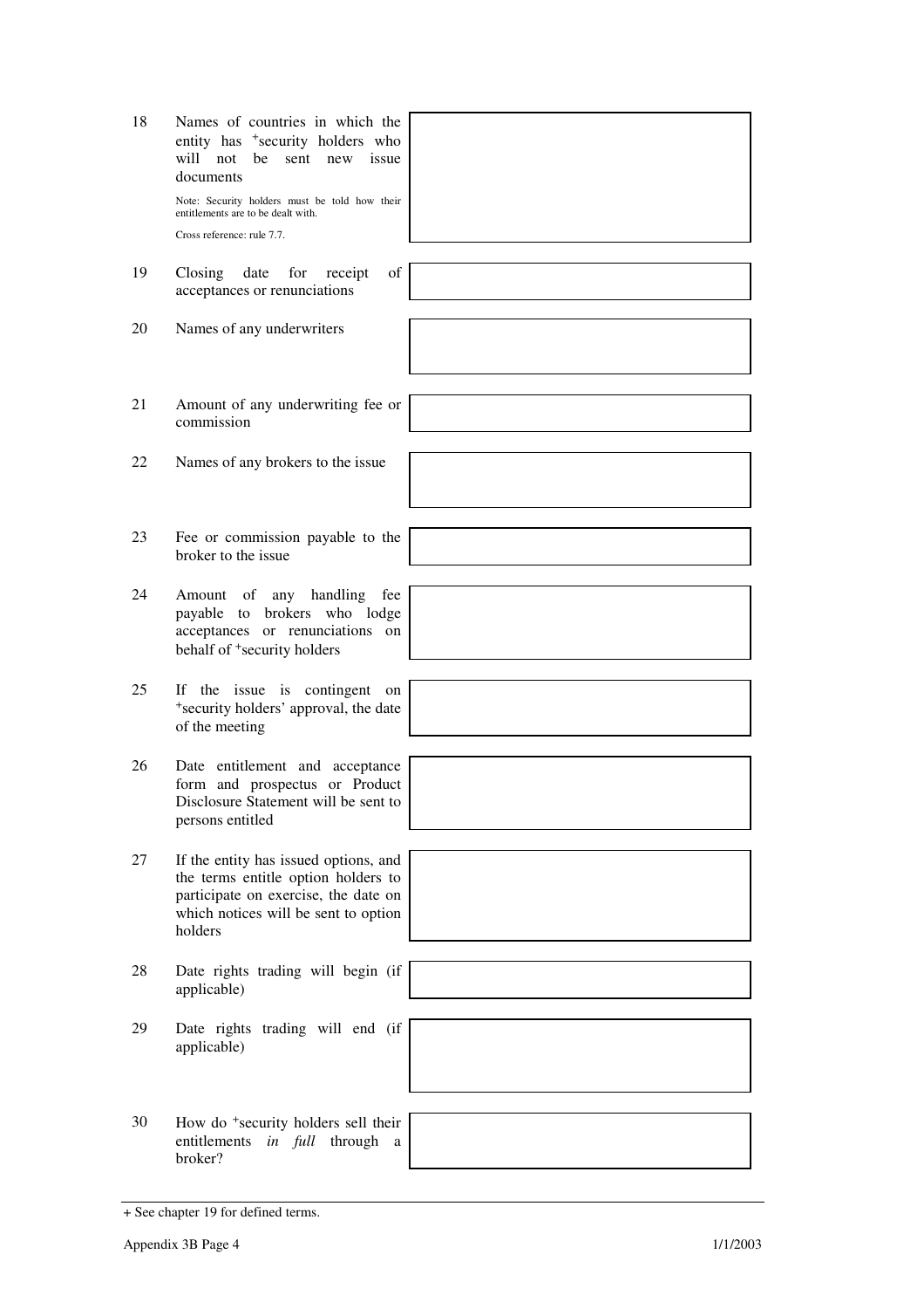| | | |
|---|---|---|
| 18 | Names of countries in which the entity has +security holders who will not be sent new issue documents<br><br>Note: Security holders must be told how their entitlements are to be dealt with.<br><br>Cross reference: rule 7.7. | |
| 19 | Closing date for receipt of acceptances or renunciations | |
| 20 | Names of any underwriters | |
| 21 | Amount of any underwriting fee or commission | |
| 22 | Names of any brokers to the issue | |
| 23 | Fee or commission payable to the broker to the issue | |
| 24 | Amount of any handling fee payable to brokers who lodge acceptances or renunciations on behalf of +security holders | |
| 25 | If the issue is contingent on +security holders' approval, the date of the meeting | |
| 26 | Date entitlement and acceptance form and prospectus or Product Disclosure Statement will be sent to persons entitled | |
| 27 | If the entity has issued options, and the terms entitle option holders to participate on exercise, the date on which notices will be sent to option holders | |
| 28 | Date rights trading will begin (if applicable) | |
| 29 | Date rights trading will end (if applicable) | |
| 30 | How do +security holders sell their entitlements *in full* through a broker? | |

+ See chapter 19 for defined terms.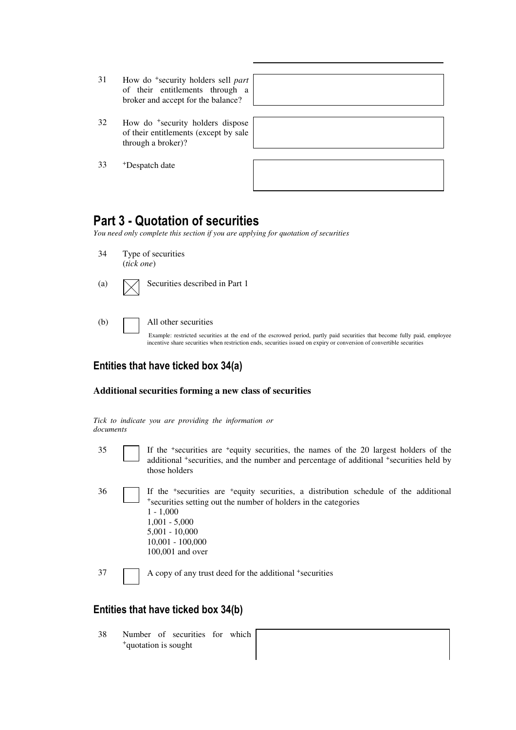| | | |
|---|---|---|
| 31 | How do +security holders sell *part* of their entitlements through a broker and accept for the balance? | |
| 32 | How do +security holders dispose of their entitlements (except by sale through a broker)? | |
| 33 | +Despatch date | |

## Part 3 - Quotation of securities

*You need only complete this section if you are applying for quotation of securities*

34 Type of securities
(*tick one*)

(a) ☒ Securities described in Part 1

(b) ☐ All other securities

Example: restricted securities at the end of the escrowed period, partly paid securities that become fully paid, employee incentive share securities when restriction ends, securities issued on expiry or conversion of convertible securities

### Entities that have ticked box 34(a)

**Additional securities forming a new class of securities**

*Tick to indicate you are providing the information or documents*

35 ☐ If the +securities are +equity securities, the names of the 20 largest holders of the additional +securities, and the number and percentage of additional +securities held by those holders

36 ☐ If the +securities are +equity securities, a distribution schedule of the additional +securities setting out the number of holders in the categories
1 - 1,000
1,001 - 5,000
5,001 - 10,000
10,001 - 100,000
100,001 and over

37 ☐ A copy of any trust deed for the additional +securities

### Entities that have ticked box 34(b)

| | | |
|---|---|---|
| 38 | Number of securities for which +quotation is sought | |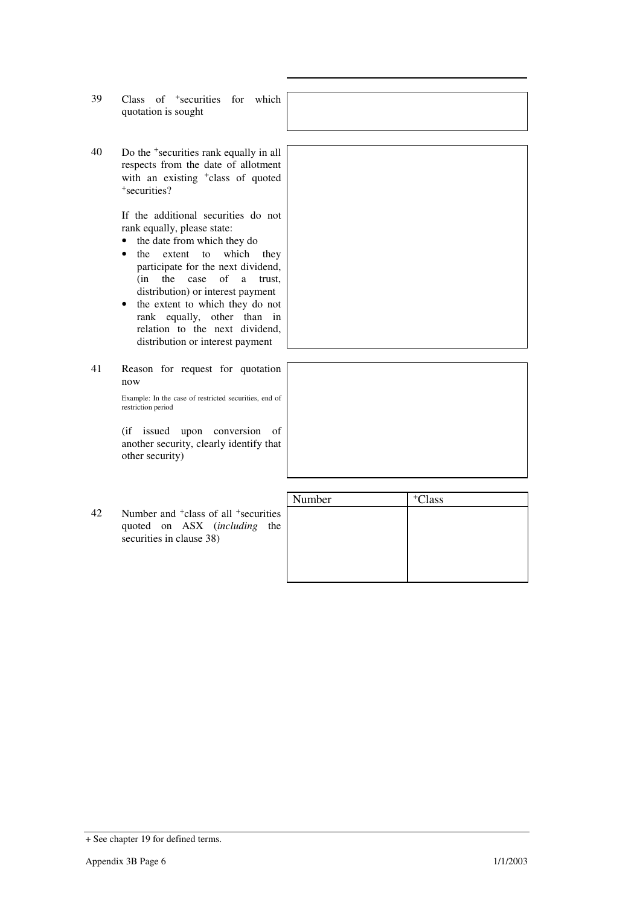39 Class of +securities for which quotation is sought

40 Do the +securities rank equally in all respects from the date of allotment with an existing +class of quoted +securities?

If the additional securities do not rank equally, please state:

- the date from which they do
- the extent to which they participate for the next dividend, (in the case of a trust, distribution) or interest payment
- the extent to which they do not rank equally, other than in relation to the next dividend, distribution or interest payment

41 Reason for request for quotation now

Example: In the case of restricted securities, end of restriction period

(if issued upon conversion of another security, clearly identify that other security)

42 Number and +class of all +securities quoted on ASX (*including* the securities in clause 38)

| Number | +Class |
|---|---|
| | |

+ See chapter 19 for defined terms.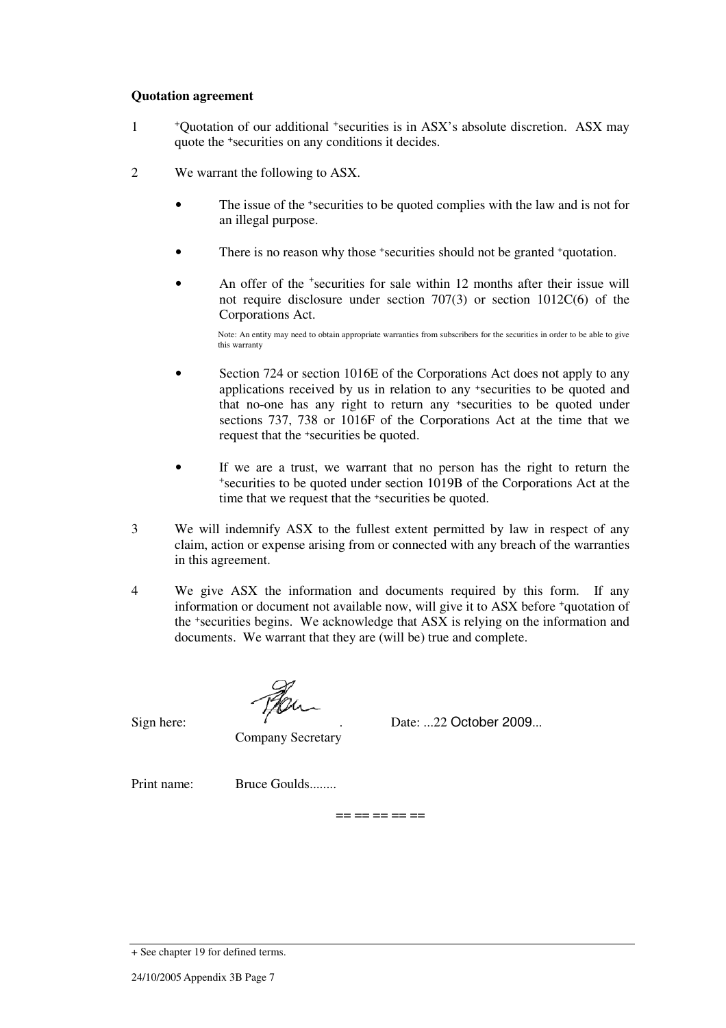**Quotation agreement**

1 +Quotation of our additional +securities is in ASX's absolute discretion. ASX may quote the +securities on any conditions it decides.

2 We warrant the following to ASX.

- The issue of the +securities to be quoted complies with the law and is not for an illegal purpose.

- There is no reason why those +securities should not be granted +quotation.

- An offer of the +securities for sale within 12 months after their issue will not require disclosure under section 707(3) or section 1012C(6) of the Corporations Act.

  Note: An entity may need to obtain appropriate warranties from subscribers for the securities in order to be able to give this warranty

- Section 724 or section 1016E of the Corporations Act does not apply to any applications received by us in relation to any +securities to be quoted and that no-one has any right to return any +securities to be quoted under sections 737, 738 or 1016F of the Corporations Act at the time that we request that the +securities be quoted.

- If we are a trust, we warrant that no person has the right to return the +securities to be quoted under section 1019B of the Corporations Act at the time that we request that the +securities be quoted.

3 We will indemnify ASX to the fullest extent permitted by law in respect of any claim, action or expense arising from or connected with any breach of the warranties in this agreement.

4 We give ASX the information and documents required by this form. If any information or document not available now, will give it to ASX before +quotation of the +securities begins. We acknowledge that ASX is relying on the information and documents. We warrant that they are (will be) true and complete.

Sign here: .......................................... Date: ...22 October 2009...
Company Secretary

Print name: Bruce Goulds........

== == == == ==

+ See chapter 19 for defined terms.

24/10/2005 Appendix 3B Page 7